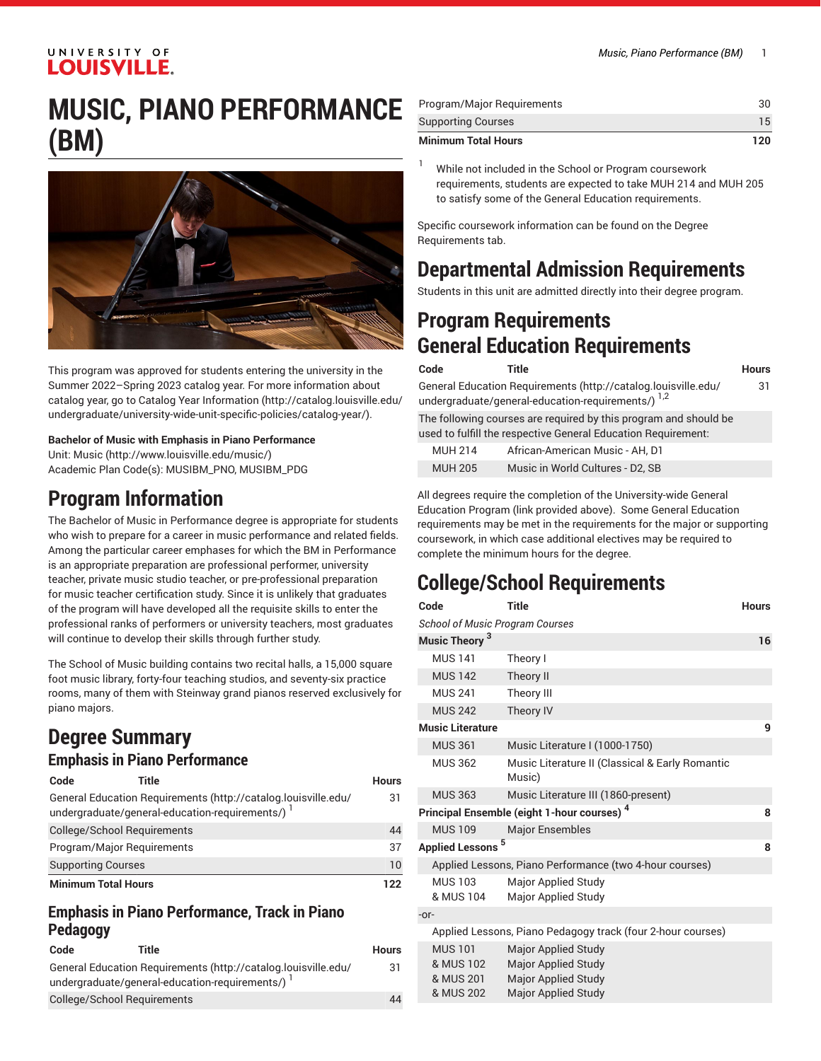# MUSIC, PIANO PERFORMANCE (BM)

This program was approved for students entering the university in the Summer 2022–Spring 2023 catalog year. For more information about catalog year, go to Catalog Year Information (http://catalog.louisville.edu/undergraduate/university-wide-unit-specific-policies/catalog-year/).

**Bachelor of Music with Emphasis in Piano Performance**
Unit: Music (http://www.louisville.edu/music/)
Academic Plan Code(s): MUSIBM_PNO, MUSIBM_PDG

## Program Information

The Bachelor of Music in Performance degree is appropriate for students who wish to prepare for a career in music performance and related fields. Among the particular career emphases for which the BM in Performance is an appropriate preparation are professional performer, university teacher, private music studio teacher, or pre-professional preparation for music teacher certification study. Since it is unlikely that graduates of the program will have developed all the requisite skills to enter the professional ranks of performers or university teachers, most graduates will continue to develop their skills through further study.

The School of Music building contains two recital halls, a 15,000 square foot music library, forty-four teaching studios, and seventy-six practice rooms, many of them with Steinway grand pianos reserved exclusively for piano majors.

## Degree Summary

### Emphasis in Piano Performance

| Code | Title | Hours |
|---|---|---|
| General Education Requirements (http://catalog.louisville.edu/undergraduate/general-education-requirements/) [1] | | 31 |
| College/School Requirements | | 44 |
| Program/Major Requirements | | 37 |
| Supporting Courses | | 10 |
| **Minimum Total Hours** | | **122** |

### Emphasis in Piano Performance, Track in Piano Pedagogy

| Code | Title | Hours |
|---|---|---|
| General Education Requirements (http://catalog.louisville.edu/undergraduate/general-education-requirements/) [1] | | 31 |
| College/School Requirements | | 44 |
| Program/Major Requirements | | 30 |
| Supporting Courses | | 15 |
| **Minimum Total Hours** | | **120** |

[1] While not included in the School or Program coursework requirements, students are expected to take MUH 214 and MUH 205 to satisfy some of the General Education requirements.

Specific coursework information can be found on the Degree Requirements tab.

## Departmental Admission Requirements

Students in this unit are admitted directly into their degree program.

## Program Requirements

## General Education Requirements

| Code | Title | Hours |
|---|---|---|
| General Education Requirements (http://catalog.louisville.edu/undergraduate/general-education-requirements/) [1,2] | | 31 |
| The following courses are required by this program and should be used to fulfill the respective General Education Requirement: | | |
| MUH 214 | African-American Music - AH, D1 | |
| MUH 205 | Music in World Cultures - D2, SB | |

All degrees require the completion of the University-wide General Education Program (link provided above). Some General Education requirements may be met in the requirements for the major or supporting coursework, in which case additional electives may be required to complete the minimum hours for the degree.

## College/School Requirements

| Code | Title | Hours |
|---|---|---|
| *School of Music Program Courses* | | |
| **Music Theory** [3] | | **16** |
| MUS 141 | Theory I | |
| MUS 142 | Theory II | |
| MUS 241 | Theory III | |
| MUS 242 | Theory IV | |
| **Music Literature** | | **9** |
| MUS 361 | Music Literature I (1000-1750) | |
| MUS 362 | Music Literature II (Classical & Early Romantic Music) | |
| MUS 363 | Music Literature III (1860-present) | |
| **Principal Ensemble (eight 1-hour courses)** [4] | | **8** |
| MUS 109 | Major Ensembles | |
| **Applied Lessons** [5] | | **8** |
| Applied Lessons, Piano Performance (two 4-hour courses) | | |
| MUS 103<br>& MUS 104 | Major Applied Study<br>Major Applied Study | |
| -or- | | |
| Applied Lessons, Piano Pedagogy track (four 2-hour courses) | | |
| MUS 101<br>& MUS 102<br>& MUS 201<br>& MUS 202 | Major Applied Study<br>Major Applied Study<br>Major Applied Study<br>Major Applied Study | |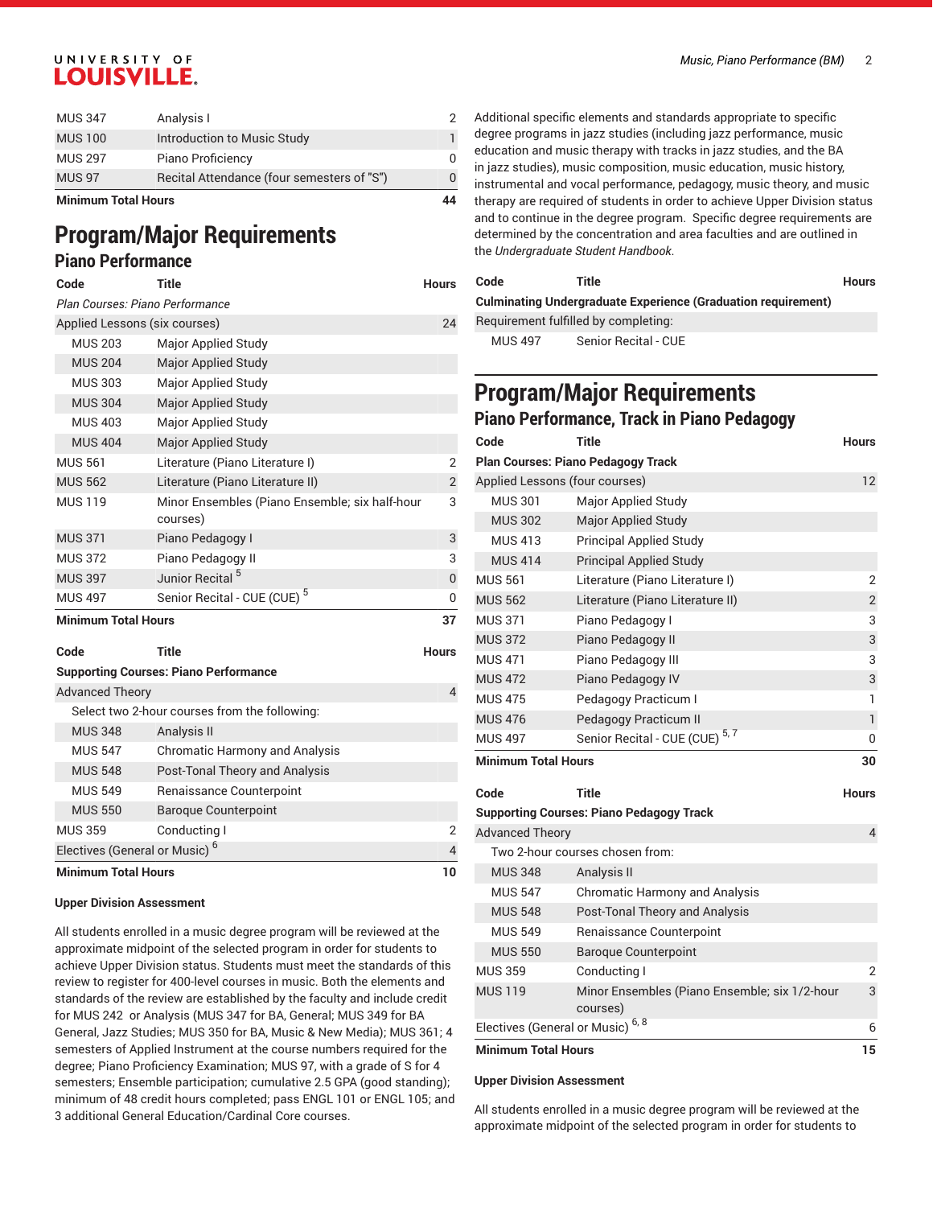| | | |
|---|---|---|
| MUS 347 | Analysis I | 2 |
| MUS 100 | Introduction to Music Study | 1 |
| MUS 297 | Piano Proficiency | 0 |
| MUS 97 | Recital Attendance (four semesters of "S") | 0 |
| **Minimum Total Hours** | | **44** |

# Program/Major Requirements

## Piano Performance

| Code | Title | Hours |
|---|---|---|
| *Plan Courses: Piano Performance* | | |
| Applied Lessons (six courses) | | 24 |
| MUS 203 | Major Applied Study | |
| MUS 204 | Major Applied Study | |
| MUS 303 | Major Applied Study | |
| MUS 304 | Major Applied Study | |
| MUS 403 | Major Applied Study | |
| MUS 404 | Major Applied Study | |
| MUS 561 | Literature (Piano Literature I) | 2 |
| MUS 562 | Literature (Piano Literature II) | 2 |
| MUS 119 | Minor Ensembles (Piano Ensemble; six half-hour courses) | 3 |
| MUS 371 | Piano Pedagogy I | 3 |
| MUS 372 | Piano Pedagogy II | 3 |
| MUS 397 | Junior Recital [5] | 0 |
| MUS 497 | Senior Recital - CUE (CUE) [5] | 0 |
| **Minimum Total Hours** | | **37** |

| Code | Title | Hours |
|---|---|---|
| **Supporting Courses: Piano Performance** | | |
| Advanced Theory | | 4 |
| Select two 2-hour courses from the following: | | |
| MUS 348 | Analysis II | |
| MUS 547 | Chromatic Harmony and Analysis | |
| MUS 548 | Post-Tonal Theory and Analysis | |
| MUS 549 | Renaissance Counterpoint | |
| MUS 550 | Baroque Counterpoint | |
| MUS 359 | Conducting I | 2 |
| Electives (General or Music) [6] | | 4 |
| **Minimum Total Hours** | | **10** |

#### Upper Division Assessment

All students enrolled in a music degree program will be reviewed at the approximate midpoint of the selected program in order for students to achieve Upper Division status. Students must meet the standards of this review to register for 400-level courses in music. Both the elements and standards of the review are established by the faculty and include credit for MUS 242 or Analysis (MUS 347 for BA, General; MUS 349 for BA General, Jazz Studies; MUS 350 for BA, Music & New Media); MUS 361; 4 semesters of Applied Instrument at the course numbers required for the degree; Piano Proficiency Examination; MUS 97, with a grade of S for 4 semesters; Ensemble participation; cumulative 2.5 GPA (good standing); minimum of 48 credit hours completed; pass ENGL 101 or ENGL 105; and 3 additional General Education/Cardinal Core courses.

Additional specific elements and standards appropriate to specific degree programs in jazz studies (including jazz performance, music education and music therapy with tracks in jazz studies, and the BA in jazz studies), music composition, music education, music history, instrumental and vocal performance, pedagogy, music theory, and music therapy are required of students in order to achieve Upper Division status and to continue in the degree program. Specific degree requirements are determined by the concentration and area faculties and are outlined in the *Undergraduate Student Handbook*.

| Code | Title | Hours |
|---|---|---|
| **Culminating Undergraduate Experience (Graduation requirement)** | | |
| Requirement fulfilled by completing: | | |
| MUS 497 | Senior Recital - CUE | |

# Program/Major Requirements

## Piano Performance, Track in Piano Pedagogy

| Code | Title | Hours |
|---|---|---|
| **Plan Courses: Piano Pedagogy Track** | | |
| Applied Lessons (four courses) | | 12 |
| MUS 301 | Major Applied Study | |
| MUS 302 | Major Applied Study | |
| MUS 413 | Principal Applied Study | |
| MUS 414 | Principal Applied Study | |
| MUS 561 | Literature (Piano Literature I) | 2 |
| MUS 562 | Literature (Piano Literature II) | 2 |
| MUS 371 | Piano Pedagogy I | 3 |
| MUS 372 | Piano Pedagogy II | 3 |
| MUS 471 | Piano Pedagogy III | 3 |
| MUS 472 | Piano Pedagogy IV | 3 |
| MUS 475 | Pedagogy Practicum I | 1 |
| MUS 476 | Pedagogy Practicum II | 1 |
| MUS 497 | Senior Recital - CUE (CUE) [5, 7] | 0 |
| **Minimum Total Hours** | | **30** |

| Code | Title | Hours |
|---|---|---|
| **Supporting Courses: Piano Pedagogy Track** | | |
| Advanced Theory | | 4 |
| Two 2-hour courses chosen from: | | |
| MUS 348 | Analysis II | |
| MUS 547 | Chromatic Harmony and Analysis | |
| MUS 548 | Post-Tonal Theory and Analysis | |
| MUS 549 | Renaissance Counterpoint | |
| MUS 550 | Baroque Counterpoint | |
| MUS 359 | Conducting I | 2 |
| MUS 119 | Minor Ensembles (Piano Ensemble; six 1/2-hour courses) | 3 |
| Electives (General or Music) [6, 8] | | 6 |
| **Minimum Total Hours** | | **15** |

#### Upper Division Assessment

All students enrolled in a music degree program will be reviewed at the approximate midpoint of the selected program in order for students to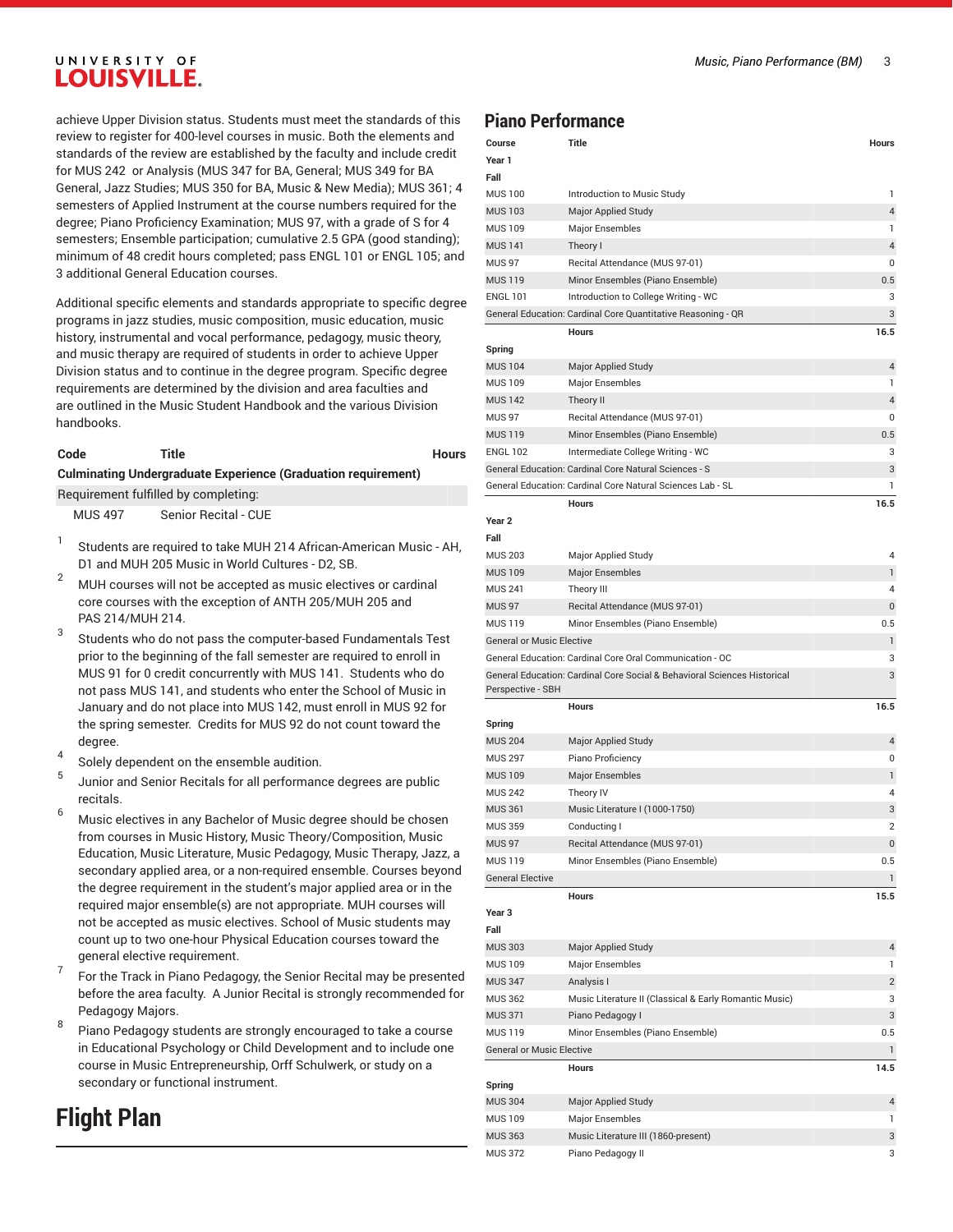achieve Upper Division status. Students must meet the standards of this review to register for 400-level courses in music. Both the elements and standards of the review are established by the faculty and include credit for MUS 242 or Analysis (MUS 347 for BA, General; MUS 349 for BA General, Jazz Studies; MUS 350 for BA, Music & New Media); MUS 361; 4 semesters of Applied Instrument at the course numbers required for the degree; Piano Proficiency Examination; MUS 97, with a grade of S for 4 semesters; Ensemble participation; cumulative 2.5 GPA (good standing); minimum of 48 credit hours completed; pass ENGL 101 or ENGL 105; and 3 additional General Education courses.

Additional specific elements and standards appropriate to specific degree programs in jazz studies, music composition, music education, music history, instrumental and vocal performance, pedagogy, music theory, and music therapy are required of students in order to achieve Upper Division status and to continue in the degree program. Specific degree requirements are determined by the division and area faculties and are outlined in the Music Student Handbook and the various Division handbooks.

| Code | Title | Hours |
|---|---|---|
| **Culminating Undergraduate Experience (Graduation requirement)** | | |
| Requirement fulfilled by completing: | | |
| MUS 497 | Senior Recital - CUE | |

1. Students are required to take MUH 214 African-American Music - AH, D1 and MUH 205 Music in World Cultures - D2, SB.
2. MUH courses will not be accepted as music electives or cardinal core courses with the exception of ANTH 205/MUH 205 and PAS 214/MUH 214.
3. Students who do not pass the computer-based Fundamentals Test prior to the beginning of the fall semester are required to enroll in MUS 91 for 0 credit concurrently with MUS 141. Students who do not pass MUS 141, and students who enter the School of Music in January and do not place into MUS 142, must enroll in MUS 92 for the spring semester. Credits for MUS 92 do not count toward the degree.
4. Solely dependent on the ensemble audition.
5. Junior and Senior Recitals for all performance degrees are public recitals.
6. Music electives in any Bachelor of Music degree should be chosen from courses in Music History, Music Theory/Composition, Music Education, Music Literature, Music Pedagogy, Music Therapy, Jazz, a secondary applied area, or a non-required ensemble. Courses beyond the degree requirement in the student's major applied area or in the required major ensemble(s) are not appropriate. MUH courses will not be accepted as music electives. School of Music students may count up to two one-hour Physical Education courses toward the general elective requirement.
7. For the Track in Piano Pedagogy, the Senior Recital may be presented before the area faculty. A Junior Recital is strongly recommended for Pedagogy Majors.
8. Piano Pedagogy students are strongly encouraged to take a course in Educational Psychology or Child Development and to include one course in Music Entrepreneurship, Orff Schulwerk, or study on a secondary or functional instrument.

# Flight Plan

## Piano Performance

| Course | Title | Hours |
|---|---|---|
| **Year 1** | | |
| **Fall** | | |
| MUS 100 | Introduction to Music Study | 1 |
| MUS 103 | Major Applied Study | 4 |
| MUS 109 | Major Ensembles | 1 |
| MUS 141 | Theory I | 4 |
| MUS 97 | Recital Attendance (MUS 97-01) | 0 |
| MUS 119 | Minor Ensembles (Piano Ensemble) | 0.5 |
| ENGL 101 | Introduction to College Writing - WC | 3 |
| General Education: Cardinal Core Quantitative Reasoning - QR | | 3 |
| | **Hours** | **16.5** |
| **Spring** | | |
| MUS 104 | Major Applied Study | 4 |
| MUS 109 | Major Ensembles | 1 |
| MUS 142 | Theory II | 4 |
| MUS 97 | Recital Attendance (MUS 97-01) | 0 |
| MUS 119 | Minor Ensembles (Piano Ensemble) | 0.5 |
| ENGL 102 | Intermediate College Writing - WC | 3 |
| General Education: Cardinal Core Natural Sciences - S | | 3 |
| General Education: Cardinal Core Natural Sciences Lab - SL | | 1 |
| | **Hours** | **16.5** |
| **Year 2** | | |
| **Fall** | | |
| MUS 203 | Major Applied Study | 4 |
| MUS 109 | Major Ensembles | 1 |
| MUS 241 | Theory III | 4 |
| MUS 97 | Recital Attendance (MUS 97-01) | 0 |
| MUS 119 | Minor Ensembles (Piano Ensemble) | 0.5 |
| General or Music Elective | | 1 |
| General Education: Cardinal Core Oral Communication - OC | | 3 |
| General Education: Cardinal Core Social & Behavioral Sciences Historical Perspective - SBH | | 3 |
| | **Hours** | **16.5** |
| **Spring** | | |
| MUS 204 | Major Applied Study | 4 |
| MUS 297 | Piano Proficiency | 0 |
| MUS 109 | Major Ensembles | 1 |
| MUS 242 | Theory IV | 4 |
| MUS 361 | Music Literature I (1000-1750) | 3 |
| MUS 359 | Conducting I | 2 |
| MUS 97 | Recital Attendance (MUS 97-01) | 0 |
| MUS 119 | Minor Ensembles (Piano Ensemble) | 0.5 |
| General Elective | | 1 |
| | **Hours** | **15.5** |
| **Year 3** | | |
| **Fall** | | |
| MUS 303 | Major Applied Study | 4 |
| MUS 109 | Major Ensembles | 1 |
| MUS 347 | Analysis I | 2 |
| MUS 362 | Music Literature II (Classical & Early Romantic Music) | 3 |
| MUS 371 | Piano Pedagogy I | 3 |
| MUS 119 | Minor Ensembles (Piano Ensemble) | 0.5 |
| General or Music Elective | | 1 |
| | **Hours** | **14.5** |
| **Spring** | | |
| MUS 304 | Major Applied Study | 4 |
| MUS 109 | Major Ensembles | 1 |
| MUS 363 | Music Literature III (1860-present) | 3 |
| MUS 372 | Piano Pedagogy II | 3 |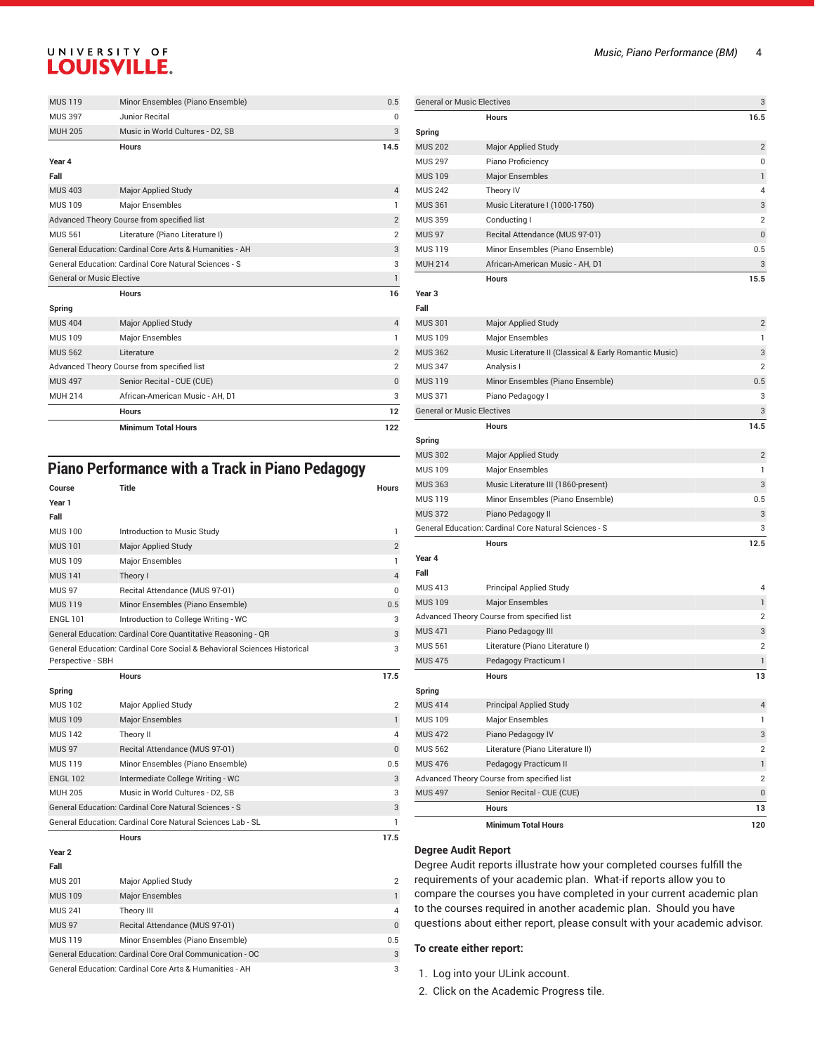| | | |
|---|---|---|
| MUS 119 | Minor Ensembles (Piano Ensemble) | 0.5 |
| MUS 397 | Junior Recital | 0 |
| MUH 205 | Music in World Cultures - D2, SB | 3 |
| | **Hours** | **14.5** |
| **Year 4** | | |
| **Fall** | | |
| MUS 403 | Major Applied Study | 4 |
| MUS 109 | Major Ensembles | 1 |
| Advanced Theory Course from specified list | | 2 |
| MUS 561 | Literature (Piano Literature I) | 2 |
| General Education: Cardinal Core Arts & Humanities - AH | | 3 |
| General Education: Cardinal Core Natural Sciences - S | | 3 |
| General or Music Elective | | 1 |
| | **Hours** | **16** |
| **Spring** | | |
| MUS 404 | Major Applied Study | 4 |
| MUS 109 | Major Ensembles | 1 |
| MUS 562 | Literature | 2 |
| Advanced Theory Course from specified list | | 2 |
| MUS 497 | Senior Recital - CUE (CUE) | 0 |
| MUH 214 | African-American Music - AH, D1 | 3 |
| | **Hours** | **12** |
| | **Minimum Total Hours** | **122** |

## Piano Performance with a Track in Piano Pedagogy

| Course | Title | Hours |
|---|---|---|
| **Year 1** | | |
| **Fall** | | |
| MUS 100 | Introduction to Music Study | 1 |
| MUS 101 | Major Applied Study | 2 |
| MUS 109 | Major Ensembles | 1 |
| MUS 141 | Theory I | 4 |
| MUS 97 | Recital Attendance (MUS 97-01) | 0 |
| MUS 119 | Minor Ensembles (Piano Ensemble) | 0.5 |
| ENGL 101 | Introduction to College Writing - WC | 3 |
| General Education: Cardinal Core Quantitative Reasoning - QR | | 3 |
| General Education: Cardinal Core Social & Behavioral Sciences Historical Perspective - SBH | | 3 |
| | **Hours** | **17.5** |
| **Spring** | | |
| MUS 102 | Major Applied Study | 2 |
| MUS 109 | Major Ensembles | 1 |
| MUS 142 | Theory II | 4 |
| MUS 97 | Recital Attendance (MUS 97-01) | 0 |
| MUS 119 | Minor Ensembles (Piano Ensemble) | 0.5 |
| ENGL 102 | Intermediate College Writing - WC | 3 |
| MUH 205 | Music in World Cultures - D2, SB | 3 |
| General Education: Cardinal Core Natural Sciences - S | | 3 |
| General Education: Cardinal Core Natural Sciences Lab - SL | | 1 |
| | **Hours** | **17.5** |
| **Year 2** | | |
| **Fall** | | |
| MUS 201 | Major Applied Study | 2 |
| MUS 109 | Major Ensembles | 1 |
| MUS 241 | Theory III | 4 |
| MUS 97 | Recital Attendance (MUS 97-01) | 0 |
| MUS 119 | Minor Ensembles (Piano Ensemble) | 0.5 |
| General Education: Cardinal Core Oral Communication - OC | | 3 |
| General Education: Cardinal Core Arts & Humanities - AH | | 3 |
| General or Music Electives | | 3 |
| | **Hours** | **16.5** |
| **Spring** | | |
| MUS 202 | Major Applied Study | 2 |
| MUS 297 | Piano Proficiency | 0 |
| MUS 109 | Major Ensembles | 1 |
| MUS 242 | Theory IV | 4 |
| MUS 361 | Music Literature I (1000-1750) | 3 |
| MUS 359 | Conducting I | 2 |
| MUS 97 | Recital Attendance (MUS 97-01) | 0 |
| MUS 119 | Minor Ensembles (Piano Ensemble) | 0.5 |
| MUH 214 | African-American Music - AH, D1 | 3 |
| | **Hours** | **15.5** |
| **Year 3** | | |
| **Fall** | | |
| MUS 301 | Major Applied Study | 2 |
| MUS 109 | Major Ensembles | 1 |
| MUS 362 | Music Literature II (Classical & Early Romantic Music) | 3 |
| MUS 347 | Analysis I | 2 |
| MUS 119 | Minor Ensembles (Piano Ensemble) | 0.5 |
| MUS 371 | Piano Pedagogy I | 3 |
| General or Music Electives | | 3 |
| | **Hours** | **14.5** |
| **Spring** | | |
| MUS 302 | Major Applied Study | 2 |
| MUS 109 | Major Ensembles | 1 |
| MUS 363 | Music Literature III (1860-present) | 3 |
| MUS 119 | Minor Ensembles (Piano Ensemble) | 0.5 |
| MUS 372 | Piano Pedagogy II | 3 |
| General Education: Cardinal Core Natural Sciences - S | | 3 |
| | **Hours** | **12.5** |
| **Year 4** | | |
| **Fall** | | |
| MUS 413 | Principal Applied Study | 4 |
| MUS 109 | Major Ensembles | 1 |
| Advanced Theory Course from specified list | | 2 |
| MUS 471 | Piano Pedagogy III | 3 |
| MUS 561 | Literature (Piano Literature I) | 2 |
| MUS 475 | Pedagogy Practicum I | 1 |
| | **Hours** | **13** |
| **Spring** | | |
| MUS 414 | Principal Applied Study | 4 |
| MUS 109 | Major Ensembles | 1 |
| MUS 472 | Piano Pedagogy IV | 3 |
| MUS 562 | Literature (Piano Literature II) | 2 |
| MUS 476 | Pedagogy Practicum II | 1 |
| Advanced Theory Course from specified list | | 2 |
| MUS 497 | Senior Recital - CUE (CUE) | 0 |
| | **Hours** | **13** |
| | **Minimum Total Hours** | **120** |

### Degree Audit Report

Degree Audit reports illustrate how your completed courses fulfill the requirements of your academic plan. What-if reports allow you to compare the courses you have completed in your current academic plan to the courses required in another academic plan. Should you have questions about either report, please consult with your academic advisor.

**To create either report:**

1. Log into your ULink account.
2. Click on the Academic Progress tile.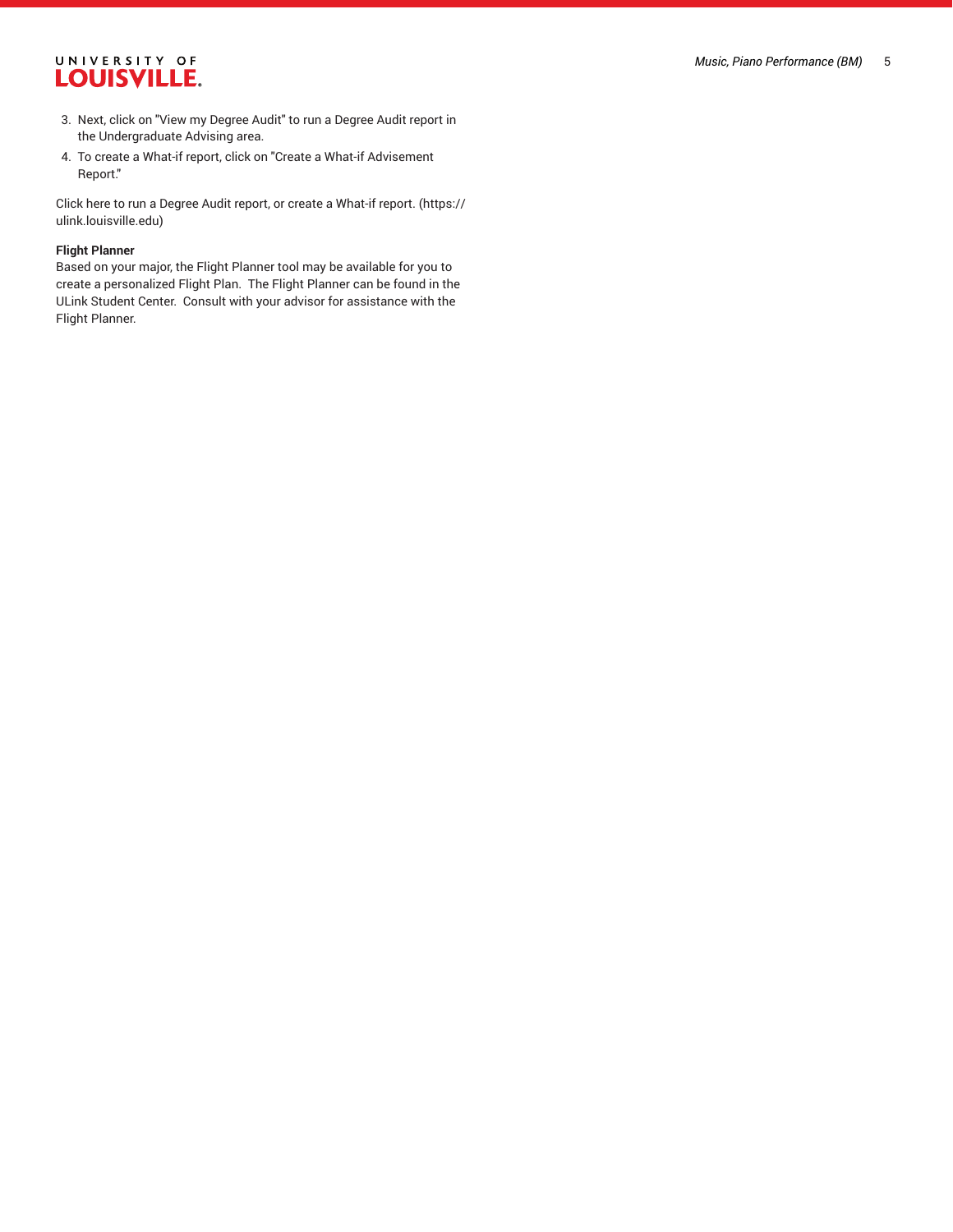3. Next, click on "View my Degree Audit" to run a Degree Audit report in the Undergraduate Advising area.
4. To create a What-if report, click on "Create a What-if Advisement Report."

Click here to run a Degree Audit report, or create a What-if report. (https://ulink.louisville.edu)

**Flight Planner**

Based on your major, the Flight Planner tool may be available for you to create a personalized Flight Plan. The Flight Planner can be found in the ULink Student Center. Consult with your advisor for assistance with the Flight Planner.